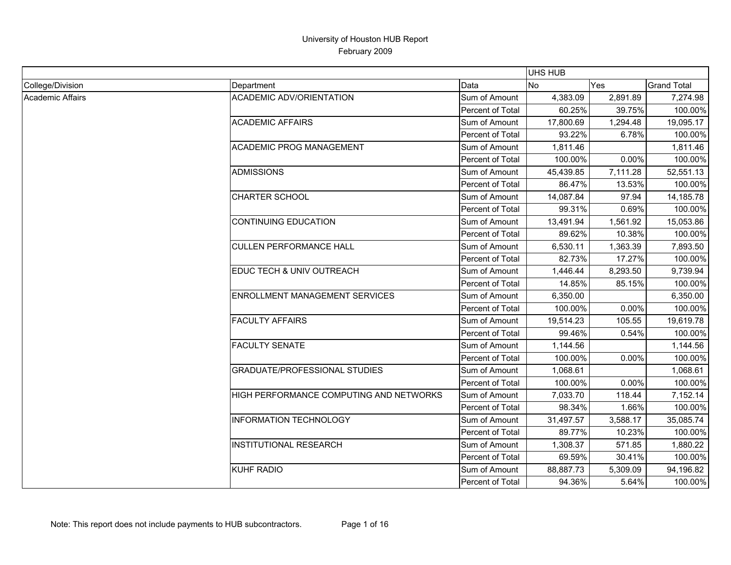# University of Houston HUB Report

February 2009

| | | | UHS HUB | | |
|---|---|---|---|---|---|
| College/Division | Department | Data | No | Yes | Grand Total |
| Academic Affairs | ACADEMIC ADV/ORIENTATION | Sum of Amount | 4,383.09 | 2,891.89 | 7,274.98 |
| | | Percent of Total | 60.25% | 39.75% | 100.00% |
| | ACADEMIC AFFAIRS | Sum of Amount | 17,800.69 | 1,294.48 | 19,095.17 |
| | | Percent of Total | 93.22% | 6.78% | 100.00% |
| | ACADEMIC PROG MANAGEMENT | Sum of Amount | 1,811.46 | | 1,811.46 |
| | | Percent of Total | 100.00% | 0.00% | 100.00% |
| | ADMISSIONS | Sum of Amount | 45,439.85 | 7,111.28 | 52,551.13 |
| | | Percent of Total | 86.47% | 13.53% | 100.00% |
| | CHARTER SCHOOL | Sum of Amount | 14,087.84 | 97.94 | 14,185.78 |
| | | Percent of Total | 99.31% | 0.69% | 100.00% |
| | CONTINUING EDUCATION | Sum of Amount | 13,491.94 | 1,561.92 | 15,053.86 |
| | | Percent of Total | 89.62% | 10.38% | 100.00% |
| | CULLEN PERFORMANCE HALL | Sum of Amount | 6,530.11 | 1,363.39 | 7,893.50 |
| | | Percent of Total | 82.73% | 17.27% | 100.00% |
| | EDUC TECH & UNIV OUTREACH | Sum of Amount | 1,446.44 | 8,293.50 | 9,739.94 |
| | | Percent of Total | 14.85% | 85.15% | 100.00% |
| | ENROLLMENT MANAGEMENT SERVICES | Sum of Amount | 6,350.00 | | 6,350.00 |
| | | Percent of Total | 100.00% | 0.00% | 100.00% |
| | FACULTY AFFAIRS | Sum of Amount | 19,514.23 | 105.55 | 19,619.78 |
| | | Percent of Total | 99.46% | 0.54% | 100.00% |
| | FACULTY SENATE | Sum of Amount | 1,144.56 | | 1,144.56 |
| | | Percent of Total | 100.00% | 0.00% | 100.00% |
| | GRADUATE/PROFESSIONAL STUDIES | Sum of Amount | 1,068.61 | | 1,068.61 |
| | | Percent of Total | 100.00% | 0.00% | 100.00% |
| | HIGH PERFORMANCE COMPUTING AND NETWORKS | Sum of Amount | 7,033.70 | 118.44 | 7,152.14 |
| | | Percent of Total | 98.34% | 1.66% | 100.00% |
| | INFORMATION TECHNOLOGY | Sum of Amount | 31,497.57 | 3,588.17 | 35,085.74 |
| | | Percent of Total | 89.77% | 10.23% | 100.00% |
| | INSTITUTIONAL RESEARCH | Sum of Amount | 1,308.37 | 571.85 | 1,880.22 |
| | | Percent of Total | 69.59% | 30.41% | 100.00% |
| | KUHF RADIO | Sum of Amount | 88,887.73 | 5,309.09 | 94,196.82 |
| | | Percent of Total | 94.36% | 5.64% | 100.00% |

Note: This report does not include payments to HUB subcontractors.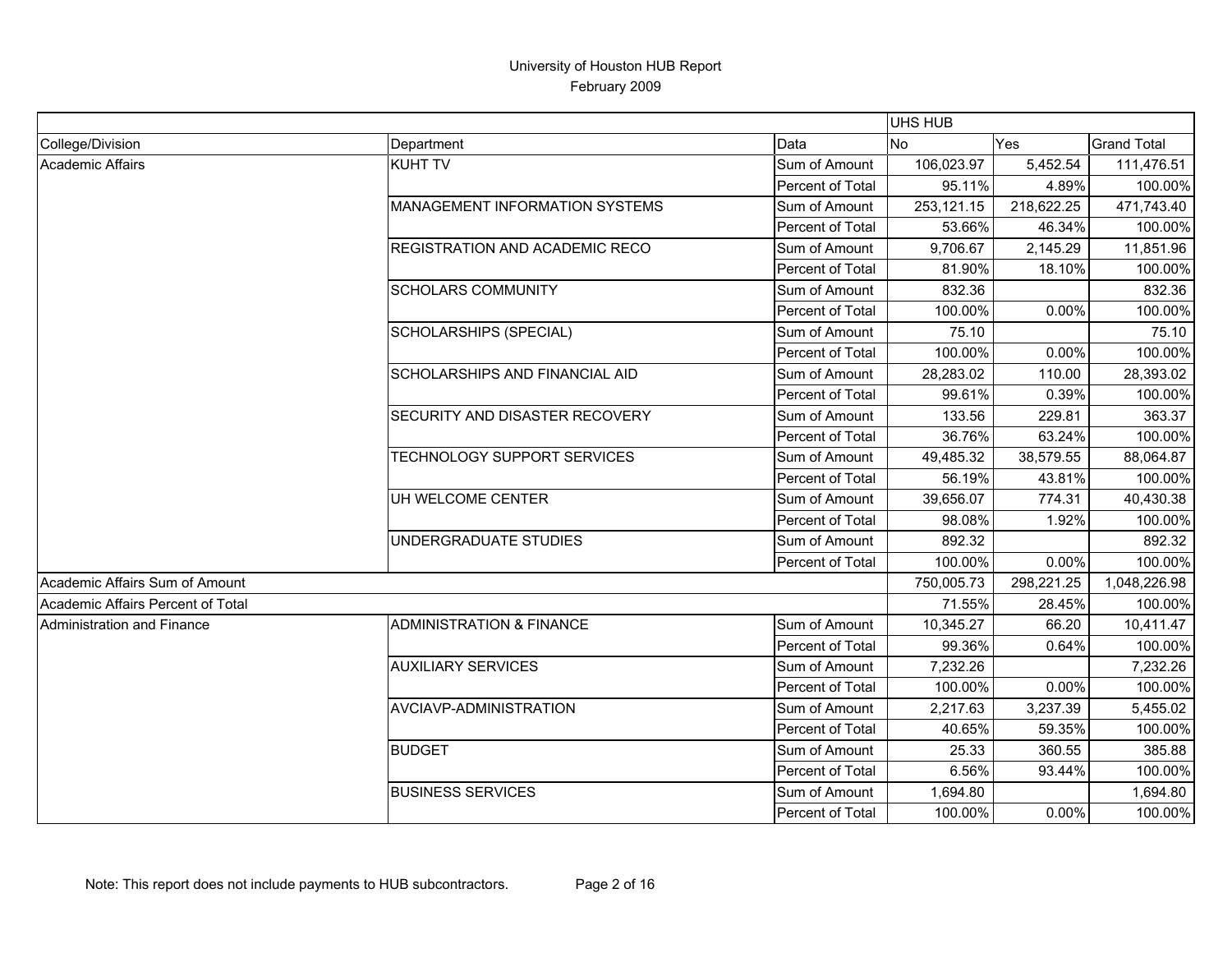# University of Houston HUB Report

February 2009

| | | | UHS HUB | | |
|---|---|---|---|---|---|
| College/Division | Department | Data | No | Yes | Grand Total |
| Academic Affairs | KUHT TV | Sum of Amount | 106,023.97 | 5,452.54 | 111,476.51 |
| | | Percent of Total | 95.11% | 4.89% | 100.00% |
| | MANAGEMENT INFORMATION SYSTEMS | Sum of Amount | 253,121.15 | 218,622.25 | 471,743.40 |
| | | Percent of Total | 53.66% | 46.34% | 100.00% |
| | REGISTRATION AND ACADEMIC RECO | Sum of Amount | 9,706.67 | 2,145.29 | 11,851.96 |
| | | Percent of Total | 81.90% | 18.10% | 100.00% |
| | SCHOLARS COMMUNITY | Sum of Amount | 832.36 | | 832.36 |
| | | Percent of Total | 100.00% | 0.00% | 100.00% |
| | SCHOLARSHIPS (SPECIAL) | Sum of Amount | 75.10 | | 75.10 |
| | | Percent of Total | 100.00% | 0.00% | 100.00% |
| | SCHOLARSHIPS AND FINANCIAL AID | Sum of Amount | 28,283.02 | 110.00 | 28,393.02 |
| | | Percent of Total | 99.61% | 0.39% | 100.00% |
| | SECURITY AND DISASTER RECOVERY | Sum of Amount | 133.56 | 229.81 | 363.37 |
| | | Percent of Total | 36.76% | 63.24% | 100.00% |
| | TECHNOLOGY SUPPORT SERVICES | Sum of Amount | 49,485.32 | 38,579.55 | 88,064.87 |
| | | Percent of Total | 56.19% | 43.81% | 100.00% |
| | UH WELCOME CENTER | Sum of Amount | 39,656.07 | 774.31 | 40,430.38 |
| | | Percent of Total | 98.08% | 1.92% | 100.00% |
| | UNDERGRADUATE STUDIES | Sum of Amount | 892.32 | | 892.32 |
| | | Percent of Total | 100.00% | 0.00% | 100.00% |
| Academic Affairs Sum of Amount | | | 750,005.73 | 298,221.25 | 1,048,226.98 |
| Academic Affairs Percent of Total | | | 71.55% | 28.45% | 100.00% |
| Administration and Finance | ADMINISTRATION & FINANCE | Sum of Amount | 10,345.27 | 66.20 | 10,411.47 |
| | | Percent of Total | 99.36% | 0.64% | 100.00% |
| | AUXILIARY SERVICES | Sum of Amount | 7,232.26 | | 7,232.26 |
| | | Percent of Total | 100.00% | 0.00% | 100.00% |
| | AVCIAVP-ADMINISTRATION | Sum of Amount | 2,217.63 | 3,237.39 | 5,455.02 |
| | | Percent of Total | 40.65% | 59.35% | 100.00% |
| | BUDGET | Sum of Amount | 25.33 | 360.55 | 385.88 |
| | | Percent of Total | 6.56% | 93.44% | 100.00% |
| | BUSINESS SERVICES | Sum of Amount | 1,694.80 | | 1,694.80 |
| | | Percent of Total | 100.00% | 0.00% | 100.00% |

Note: This report does not include payments to HUB subcontractors.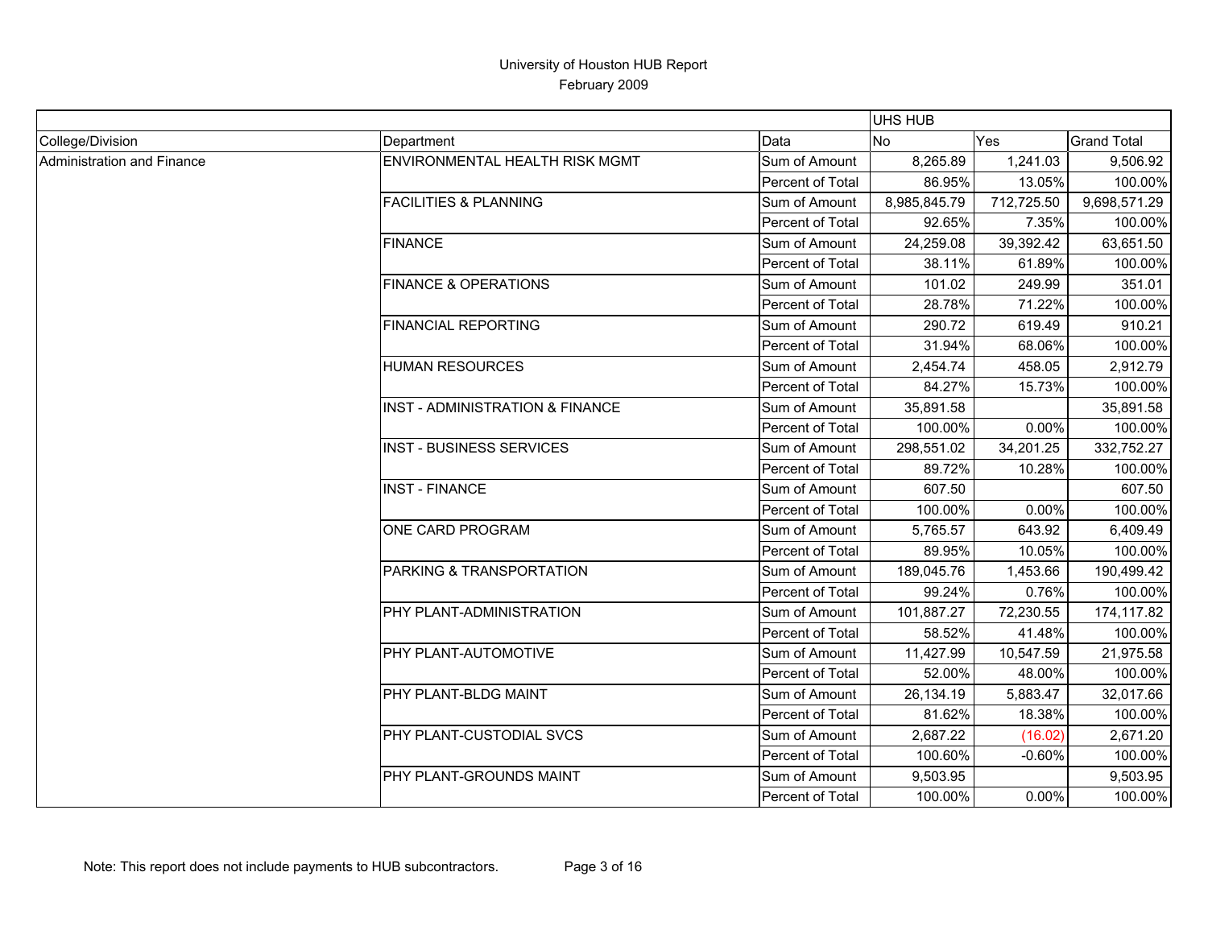# University of Houston HUB Report

February 2009

| | | | UHS HUB | | |
|---|---|---|---|---|---|
| College/Division | Department | Data | No | Yes | Grand Total |
| Administration and Finance | ENVIRONMENTAL HEALTH RISK MGMT | Sum of Amount | 8,265.89 | 1,241.03 | 9,506.92 |
| | | Percent of Total | 86.95% | 13.05% | 100.00% |
| | FACILITIES & PLANNING | Sum of Amount | 8,985,845.79 | 712,725.50 | 9,698,571.29 |
| | | Percent of Total | 92.65% | 7.35% | 100.00% |
| | FINANCE | Sum of Amount | 24,259.08 | 39,392.42 | 63,651.50 |
| | | Percent of Total | 38.11% | 61.89% | 100.00% |
| | FINANCE & OPERATIONS | Sum of Amount | 101.02 | 249.99 | 351.01 |
| | | Percent of Total | 28.78% | 71.22% | 100.00% |
| | FINANCIAL REPORTING | Sum of Amount | 290.72 | 619.49 | 910.21 |
| | | Percent of Total | 31.94% | 68.06% | 100.00% |
| | HUMAN RESOURCES | Sum of Amount | 2,454.74 | 458.05 | 2,912.79 |
| | | Percent of Total | 84.27% | 15.73% | 100.00% |
| | INST - ADMINISTRATION & FINANCE | Sum of Amount | 35,891.58 | | 35,891.58 |
| | | Percent of Total | 100.00% | 0.00% | 100.00% |
| | INST - BUSINESS SERVICES | Sum of Amount | 298,551.02 | 34,201.25 | 332,752.27 |
| | | Percent of Total | 89.72% | 10.28% | 100.00% |
| | INST - FINANCE | Sum of Amount | 607.50 | | 607.50 |
| | | Percent of Total | 100.00% | 0.00% | 100.00% |
| | ONE CARD PROGRAM | Sum of Amount | 5,765.57 | 643.92 | 6,409.49 |
| | | Percent of Total | 89.95% | 10.05% | 100.00% |
| | PARKING & TRANSPORTATION | Sum of Amount | 189,045.76 | 1,453.66 | 190,499.42 |
| | | Percent of Total | 99.24% | 0.76% | 100.00% |
| | PHY PLANT-ADMINISTRATION | Sum of Amount | 101,887.27 | 72,230.55 | 174,117.82 |
| | | Percent of Total | 58.52% | 41.48% | 100.00% |
| | PHY PLANT-AUTOMOTIVE | Sum of Amount | 11,427.99 | 10,547.59 | 21,975.58 |
| | | Percent of Total | 52.00% | 48.00% | 100.00% |
| | PHY PLANT-BLDG MAINT | Sum of Amount | 26,134.19 | 5,883.47 | 32,017.66 |
| | | Percent of Total | 81.62% | 18.38% | 100.00% |
| | PHY PLANT-CUSTODIAL SVCS | Sum of Amount | 2,687.22 | (16.02) | 2,671.20 |
| | | Percent of Total | 100.60% | -0.60% | 100.00% |
| | PHY PLANT-GROUNDS MAINT | Sum of Amount | 9,503.95 | | 9,503.95 |
| | | Percent of Total | 100.00% | 0.00% | 100.00% |

Note: This report does not include payments to HUB subcontractors.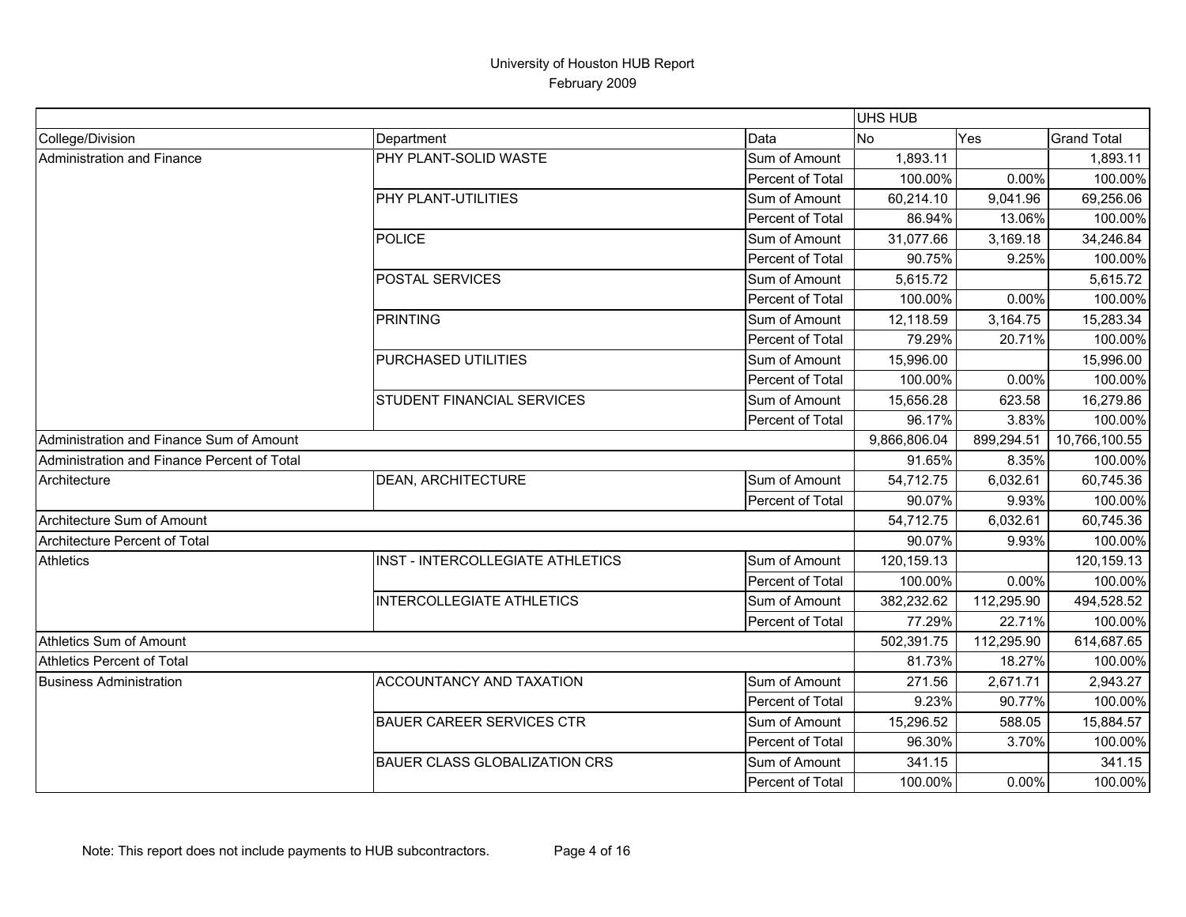University of Houston HUB Report
February 2009

| | | | UHS HUB | | |
|---|---|---|---|---|---|
| College/Division | Department | Data | No | Yes | Grand Total |
| Administration and Finance | PHY PLANT-SOLID WASTE | Sum of Amount | 1,893.11 | | 1,893.11 |
| | | Percent of Total | 100.00% | 0.00% | 100.00% |
| | PHY PLANT-UTILITIES | Sum of Amount | 60,214.10 | 9,041.96 | 69,256.06 |
| | | Percent of Total | 86.94% | 13.06% | 100.00% |
| | POLICE | Sum of Amount | 31,077.66 | 3,169.18 | 34,246.84 |
| | | Percent of Total | 90.75% | 9.25% | 100.00% |
| | POSTAL SERVICES | Sum of Amount | 5,615.72 | | 5,615.72 |
| | | Percent of Total | 100.00% | 0.00% | 100.00% |
| | PRINTING | Sum of Amount | 12,118.59 | 3,164.75 | 15,283.34 |
| | | Percent of Total | 79.29% | 20.71% | 100.00% |
| | PURCHASED UTILITIES | Sum of Amount | 15,996.00 | | 15,996.00 |
| | | Percent of Total | 100.00% | 0.00% | 100.00% |
| | STUDENT FINANCIAL SERVICES | Sum of Amount | 15,656.28 | 623.58 | 16,279.86 |
| | | Percent of Total | 96.17% | 3.83% | 100.00% |
| Administration and Finance Sum of Amount | | | 9,866,806.04 | 899,294.51 | 10,766,100.55 |
| Administration and Finance Percent of Total | | | 91.65% | 8.35% | 100.00% |
| Architecture | DEAN, ARCHITECTURE | Sum of Amount | 54,712.75 | 6,032.61 | 60,745.36 |
| | | Percent of Total | 90.07% | 9.93% | 100.00% |
| Architecture Sum of Amount | | | 54,712.75 | 6,032.61 | 60,745.36 |
| Architecture Percent of Total | | | 90.07% | 9.93% | 100.00% |
| Athletics | INST - INTERCOLLEGIATE ATHLETICS | Sum of Amount | 120,159.13 | | 120,159.13 |
| | | Percent of Total | 100.00% | 0.00% | 100.00% |
| | INTERCOLLEGIATE ATHLETICS | Sum of Amount | 382,232.62 | 112,295.90 | 494,528.52 |
| | | Percent of Total | 77.29% | 22.71% | 100.00% |
| Athletics Sum of Amount | | | 502,391.75 | 112,295.90 | 614,687.65 |
| Athletics Percent of Total | | | 81.73% | 18.27% | 100.00% |
| Business Administration | ACCOUNTANCY AND TAXATION | Sum of Amount | 271.56 | 2,671.71 | 2,943.27 |
| | | Percent of Total | 9.23% | 90.77% | 100.00% |
| | BAUER CAREER SERVICES CTR | Sum of Amount | 15,296.52 | 588.05 | 15,884.57 |
| | | Percent of Total | 96.30% | 3.70% | 100.00% |
| | BAUER CLASS GLOBALIZATION CRS | Sum of Amount | 341.15 | | 341.15 |
| | | Percent of Total | 100.00% | 0.00% | 100.00% |

Note: This report does not include payments to HUB subcontractors.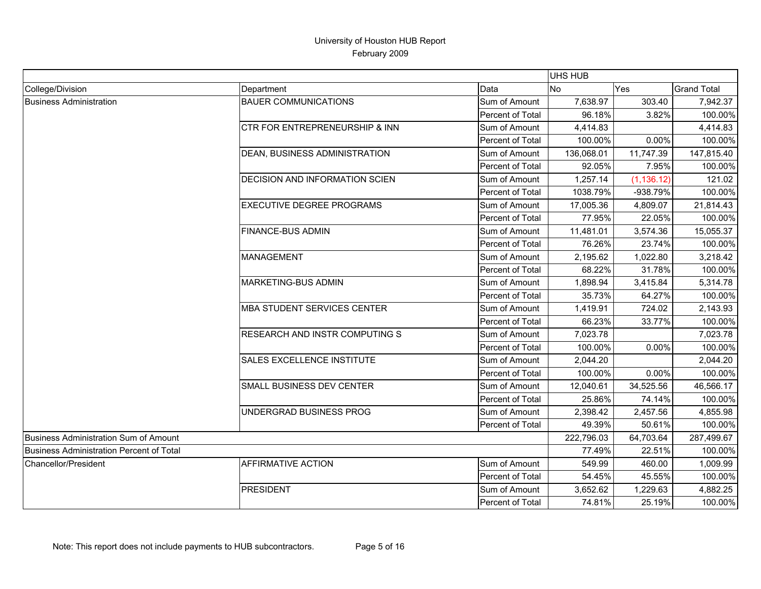# University of Houston HUB Report

February 2009

| | | | UHS HUB | | |
|---|---|---|---|---|---|
| College/Division | Department | Data | No | Yes | Grand Total |
| Business Administration | BAUER COMMUNICATIONS | Sum of Amount | 7,638.97 | 303.40 | 7,942.37 |
| | | Percent of Total | 96.18% | 3.82% | 100.00% |
| | CTR FOR ENTREPRENEURSHIP & INN | Sum of Amount | 4,414.83 | | 4,414.83 |
| | | Percent of Total | 100.00% | 0.00% | 100.00% |
| | DEAN, BUSINESS ADMINISTRATION | Sum of Amount | 136,068.01 | 11,747.39 | 147,815.40 |
| | | Percent of Total | 92.05% | 7.95% | 100.00% |
| | DECISION AND INFORMATION SCIEN | Sum of Amount | 1,257.14 | (1,136.12) | 121.02 |
| | | Percent of Total | 1038.79% | -938.79% | 100.00% |
| | EXECUTIVE DEGREE PROGRAMS | Sum of Amount | 17,005.36 | 4,809.07 | 21,814.43 |
| | | Percent of Total | 77.95% | 22.05% | 100.00% |
| | FINANCE-BUS ADMIN | Sum of Amount | 11,481.01 | 3,574.36 | 15,055.37 |
| | | Percent of Total | 76.26% | 23.74% | 100.00% |
| | MANAGEMENT | Sum of Amount | 2,195.62 | 1,022.80 | 3,218.42 |
| | | Percent of Total | 68.22% | 31.78% | 100.00% |
| | MARKETING-BUS ADMIN | Sum of Amount | 1,898.94 | 3,415.84 | 5,314.78 |
| | | Percent of Total | 35.73% | 64.27% | 100.00% |
| | MBA STUDENT SERVICES CENTER | Sum of Amount | 1,419.91 | 724.02 | 2,143.93 |
| | | Percent of Total | 66.23% | 33.77% | 100.00% |
| | RESEARCH AND INSTR COMPUTING S | Sum of Amount | 7,023.78 | | 7,023.78 |
| | | Percent of Total | 100.00% | 0.00% | 100.00% |
| | SALES EXCELLENCE INSTITUTE | Sum of Amount | 2,044.20 | | 2,044.20 |
| | | Percent of Total | 100.00% | 0.00% | 100.00% |
| | SMALL BUSINESS DEV CENTER | Sum of Amount | 12,040.61 | 34,525.56 | 46,566.17 |
| | | Percent of Total | 25.86% | 74.14% | 100.00% |
| | UNDERGRAD BUSINESS PROG | Sum of Amount | 2,398.42 | 2,457.56 | 4,855.98 |
| | | Percent of Total | 49.39% | 50.61% | 100.00% |
| Business Administration Sum of Amount | | | 222,796.03 | 64,703.64 | 287,499.67 |
| Business Administration Percent of Total | | | 77.49% | 22.51% | 100.00% |
| Chancellor/President | AFFIRMATIVE ACTION | Sum of Amount | 549.99 | 460.00 | 1,009.99 |
| | | Percent of Total | 54.45% | 45.55% | 100.00% |
| | PRESIDENT | Sum of Amount | 3,652.62 | 1,229.63 | 4,882.25 |
| | | Percent of Total | 74.81% | 25.19% | 100.00% |

Note: This report does not include payments to HUB subcontractors.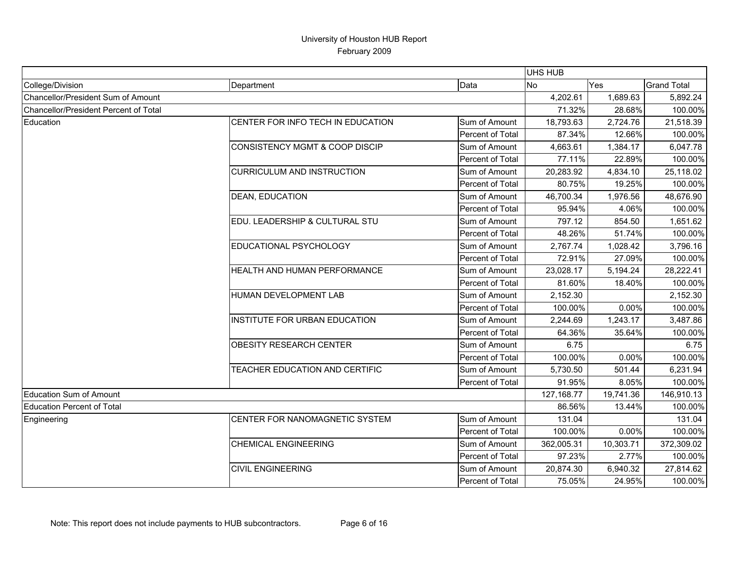# University of Houston HUB Report

February 2009

| | | | UHS HUB | | |
|---|---|---|---|---|---|
| College/Division | Department | Data | No | Yes | Grand Total |
| Chancellor/President Sum of Amount | | | 4,202.61 | 1,689.63 | 5,892.24 |
| Chancellor/President Percent of Total | | | 71.32% | 28.68% | 100.00% |
| Education | CENTER FOR INFO TECH IN EDUCATION | Sum of Amount | 18,793.63 | 2,724.76 | 21,518.39 |
| | | Percent of Total | 87.34% | 12.66% | 100.00% |
| | CONSISTENCY MGMT & COOP DISCIP | Sum of Amount | 4,663.61 | 1,384.17 | 6,047.78 |
| | | Percent of Total | 77.11% | 22.89% | 100.00% |
| | CURRICULUM AND INSTRUCTION | Sum of Amount | 20,283.92 | 4,834.10 | 25,118.02 |
| | | Percent of Total | 80.75% | 19.25% | 100.00% |
| | DEAN, EDUCATION | Sum of Amount | 46,700.34 | 1,976.56 | 48,676.90 |
| | | Percent of Total | 95.94% | 4.06% | 100.00% |
| | EDU. LEADERSHIP & CULTURAL STU | Sum of Amount | 797.12 | 854.50 | 1,651.62 |
| | | Percent of Total | 48.26% | 51.74% | 100.00% |
| | EDUCATIONAL PSYCHOLOGY | Sum of Amount | 2,767.74 | 1,028.42 | 3,796.16 |
| | | Percent of Total | 72.91% | 27.09% | 100.00% |
| | HEALTH AND HUMAN PERFORMANCE | Sum of Amount | 23,028.17 | 5,194.24 | 28,222.41 |
| | | Percent of Total | 81.60% | 18.40% | 100.00% |
| | HUMAN DEVELOPMENT LAB | Sum of Amount | 2,152.30 | | 2,152.30 |
| | | Percent of Total | 100.00% | 0.00% | 100.00% |
| | INSTITUTE FOR URBAN EDUCATION | Sum of Amount | 2,244.69 | 1,243.17 | 3,487.86 |
| | | Percent of Total | 64.36% | 35.64% | 100.00% |
| | OBESITY RESEARCH CENTER | Sum of Amount | 6.75 | | 6.75 |
| | | Percent of Total | 100.00% | 0.00% | 100.00% |
| | TEACHER EDUCATION AND CERTIFIC | Sum of Amount | 5,730.50 | 501.44 | 6,231.94 |
| | | Percent of Total | 91.95% | 8.05% | 100.00% |
| Education Sum of Amount | | | 127,168.77 | 19,741.36 | 146,910.13 |
| Education Percent of Total | | | 86.56% | 13.44% | 100.00% |
| Engineering | CENTER FOR NANOMAGNETIC SYSTEM | Sum of Amount | 131.04 | | 131.04 |
| | | Percent of Total | 100.00% | 0.00% | 100.00% |
| | CHEMICAL ENGINEERING | Sum of Amount | 362,005.31 | 10,303.71 | 372,309.02 |
| | | Percent of Total | 97.23% | 2.77% | 100.00% |
| | CIVIL ENGINEERING | Sum of Amount | 20,874.30 | 6,940.32 | 27,814.62 |
| | | Percent of Total | 75.05% | 24.95% | 100.00% |

Note: This report does not include payments to HUB subcontractors.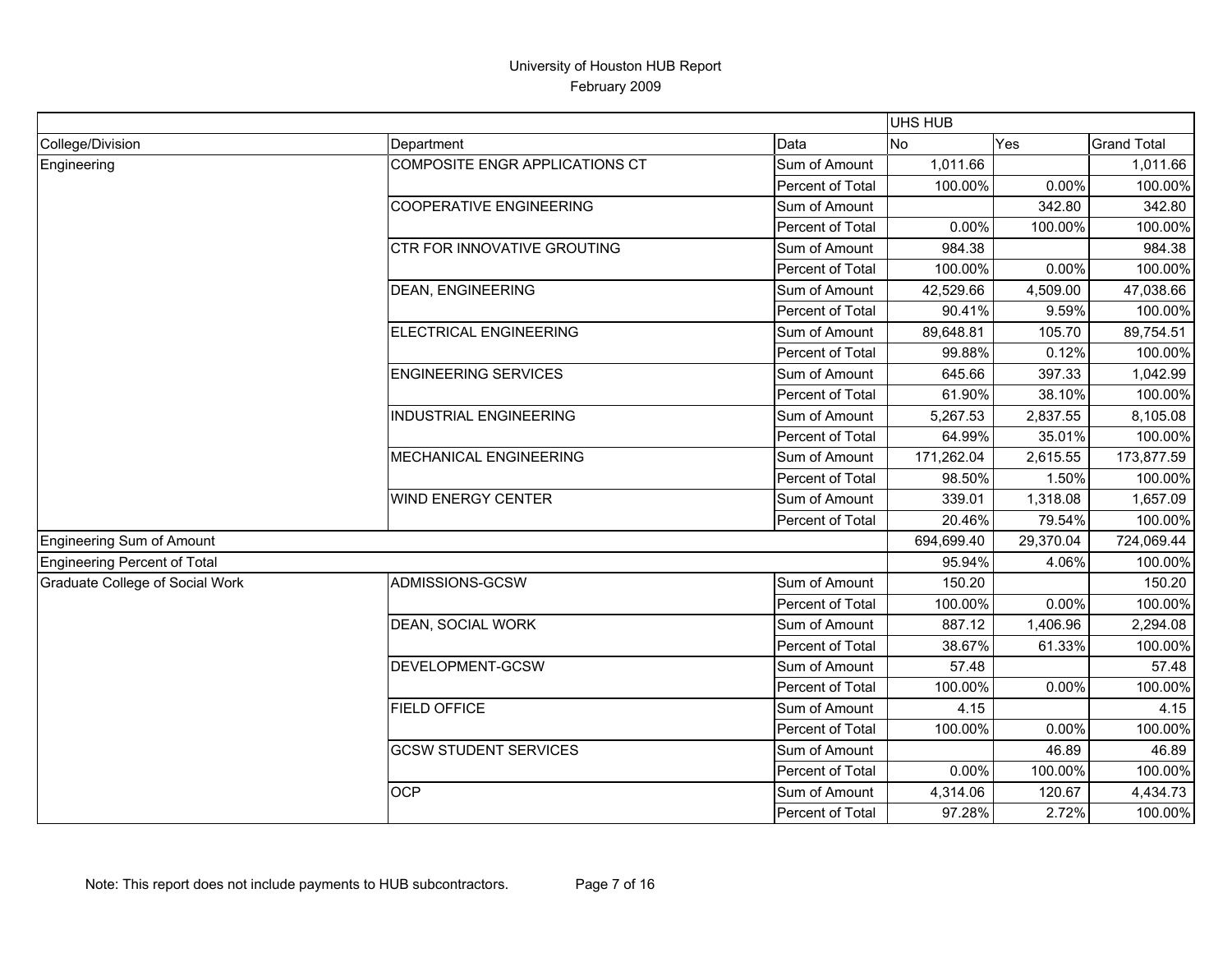# University of Houston HUB Report

February 2009

| | | | UHS HUB | | |
|---|---|---|---|---|---|
| College/Division | Department | Data | No | Yes | Grand Total |
| Engineering | COMPOSITE ENGR APPLICATIONS CT | Sum of Amount | 1,011.66 | | 1,011.66 |
| | | Percent of Total | 100.00% | 0.00% | 100.00% |
| | COOPERATIVE ENGINEERING | Sum of Amount | | 342.80 | 342.80 |
| | | Percent of Total | 0.00% | 100.00% | 100.00% |
| | CTR FOR INNOVATIVE GROUTING | Sum of Amount | 984.38 | | 984.38 |
| | | Percent of Total | 100.00% | 0.00% | 100.00% |
| | DEAN, ENGINEERING | Sum of Amount | 42,529.66 | 4,509.00 | 47,038.66 |
| | | Percent of Total | 90.41% | 9.59% | 100.00% |
| | ELECTRICAL ENGINEERING | Sum of Amount | 89,648.81 | 105.70 | 89,754.51 |
| | | Percent of Total | 99.88% | 0.12% | 100.00% |
| | ENGINEERING SERVICES | Sum of Amount | 645.66 | 397.33 | 1,042.99 |
| | | Percent of Total | 61.90% | 38.10% | 100.00% |
| | INDUSTRIAL ENGINEERING | Sum of Amount | 5,267.53 | 2,837.55 | 8,105.08 |
| | | Percent of Total | 64.99% | 35.01% | 100.00% |
| | MECHANICAL ENGINEERING | Sum of Amount | 171,262.04 | 2,615.55 | 173,877.59 |
| | | Percent of Total | 98.50% | 1.50% | 100.00% |
| | WIND ENERGY CENTER | Sum of Amount | 339.01 | 1,318.08 | 1,657.09 |
| | | Percent of Total | 20.46% | 79.54% | 100.00% |
| Engineering Sum of Amount | | | 694,699.40 | 29,370.04 | 724,069.44 |
| Engineering Percent of Total | | | 95.94% | 4.06% | 100.00% |
| Graduate College of Social Work | ADMISSIONS-GCSW | Sum of Amount | 150.20 | | 150.20 |
| | | Percent of Total | 100.00% | 0.00% | 100.00% |
| | DEAN, SOCIAL WORK | Sum of Amount | 887.12 | 1,406.96 | 2,294.08 |
| | | Percent of Total | 38.67% | 61.33% | 100.00% |
| | DEVELOPMENT-GCSW | Sum of Amount | 57.48 | | 57.48 |
| | | Percent of Total | 100.00% | 0.00% | 100.00% |
| | FIELD OFFICE | Sum of Amount | 4.15 | | 4.15 |
| | | Percent of Total | 100.00% | 0.00% | 100.00% |
| | GCSW STUDENT SERVICES | Sum of Amount | | 46.89 | 46.89 |
| | | Percent of Total | 0.00% | 100.00% | 100.00% |
| | OCP | Sum of Amount | 4,314.06 | 120.67 | 4,434.73 |
| | | Percent of Total | 97.28% | 2.72% | 100.00% |

Note: This report does not include payments to HUB subcontractors.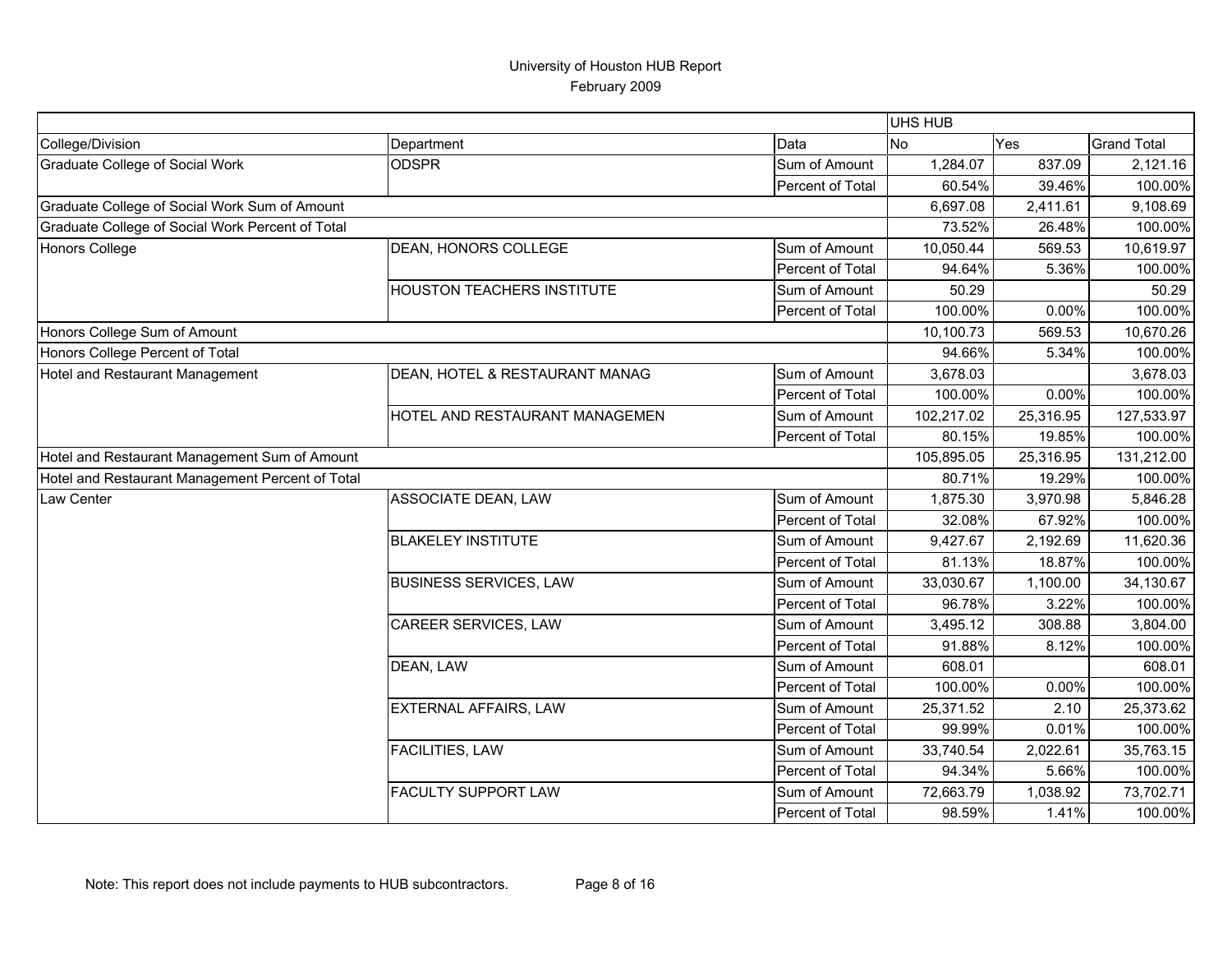# University of Houston HUB Report
February 2009

| | | | UHS HUB | | |
|---|---|---|---|---|---|
| College/Division | Department | Data | No | Yes | Grand Total |
| Graduate College of Social Work | ODSPR | Sum of Amount | 1,284.07 | 837.09 | 2,121.16 |
| | | Percent of Total | 60.54% | 39.46% | 100.00% |
| Graduate College of Social Work Sum of Amount | | | 6,697.08 | 2,411.61 | 9,108.69 |
| Graduate College of Social Work Percent of Total | | | 73.52% | 26.48% | 100.00% |
| Honors College | DEAN, HONORS COLLEGE | Sum of Amount | 10,050.44 | 569.53 | 10,619.97 |
| | | Percent of Total | 94.64% | 5.36% | 100.00% |
| | HOUSTON TEACHERS INSTITUTE | Sum of Amount | 50.29 | | 50.29 |
| | | Percent of Total | 100.00% | 0.00% | 100.00% |
| Honors College Sum of Amount | | | 10,100.73 | 569.53 | 10,670.26 |
| Honors College Percent of Total | | | 94.66% | 5.34% | 100.00% |
| Hotel and Restaurant Management | DEAN, HOTEL & RESTAURANT MANAG | Sum of Amount | 3,678.03 | | 3,678.03 |
| | | Percent of Total | 100.00% | 0.00% | 100.00% |
| | HOTEL AND RESTAURANT MANAGEMEN | Sum of Amount | 102,217.02 | 25,316.95 | 127,533.97 |
| | | Percent of Total | 80.15% | 19.85% | 100.00% |
| Hotel and Restaurant Management Sum of Amount | | | 105,895.05 | 25,316.95 | 131,212.00 |
| Hotel and Restaurant Management Percent of Total | | | 80.71% | 19.29% | 100.00% |
| Law Center | ASSOCIATE DEAN, LAW | Sum of Amount | 1,875.30 | 3,970.98 | 5,846.28 |
| | | Percent of Total | 32.08% | 67.92% | 100.00% |
| | BLAKELEY INSTITUTE | Sum of Amount | 9,427.67 | 2,192.69 | 11,620.36 |
| | | Percent of Total | 81.13% | 18.87% | 100.00% |
| | BUSINESS SERVICES, LAW | Sum of Amount | 33,030.67 | 1,100.00 | 34,130.67 |
| | | Percent of Total | 96.78% | 3.22% | 100.00% |
| | CAREER SERVICES, LAW | Sum of Amount | 3,495.12 | 308.88 | 3,804.00 |
| | | Percent of Total | 91.88% | 8.12% | 100.00% |
| | DEAN, LAW | Sum of Amount | 608.01 | | 608.01 |
| | | Percent of Total | 100.00% | 0.00% | 100.00% |
| | EXTERNAL AFFAIRS, LAW | Sum of Amount | 25,371.52 | 2.10 | 25,373.62 |
| | | Percent of Total | 99.99% | 0.01% | 100.00% |
| | FACILITIES, LAW | Sum of Amount | 33,740.54 | 2,022.61 | 35,763.15 |
| | | Percent of Total | 94.34% | 5.66% | 100.00% |
| | FACULTY SUPPORT LAW | Sum of Amount | 72,663.79 | 1,038.92 | 73,702.71 |
| | | Percent of Total | 98.59% | 1.41% | 100.00% |

Note: This report does not include payments to HUB subcontractors.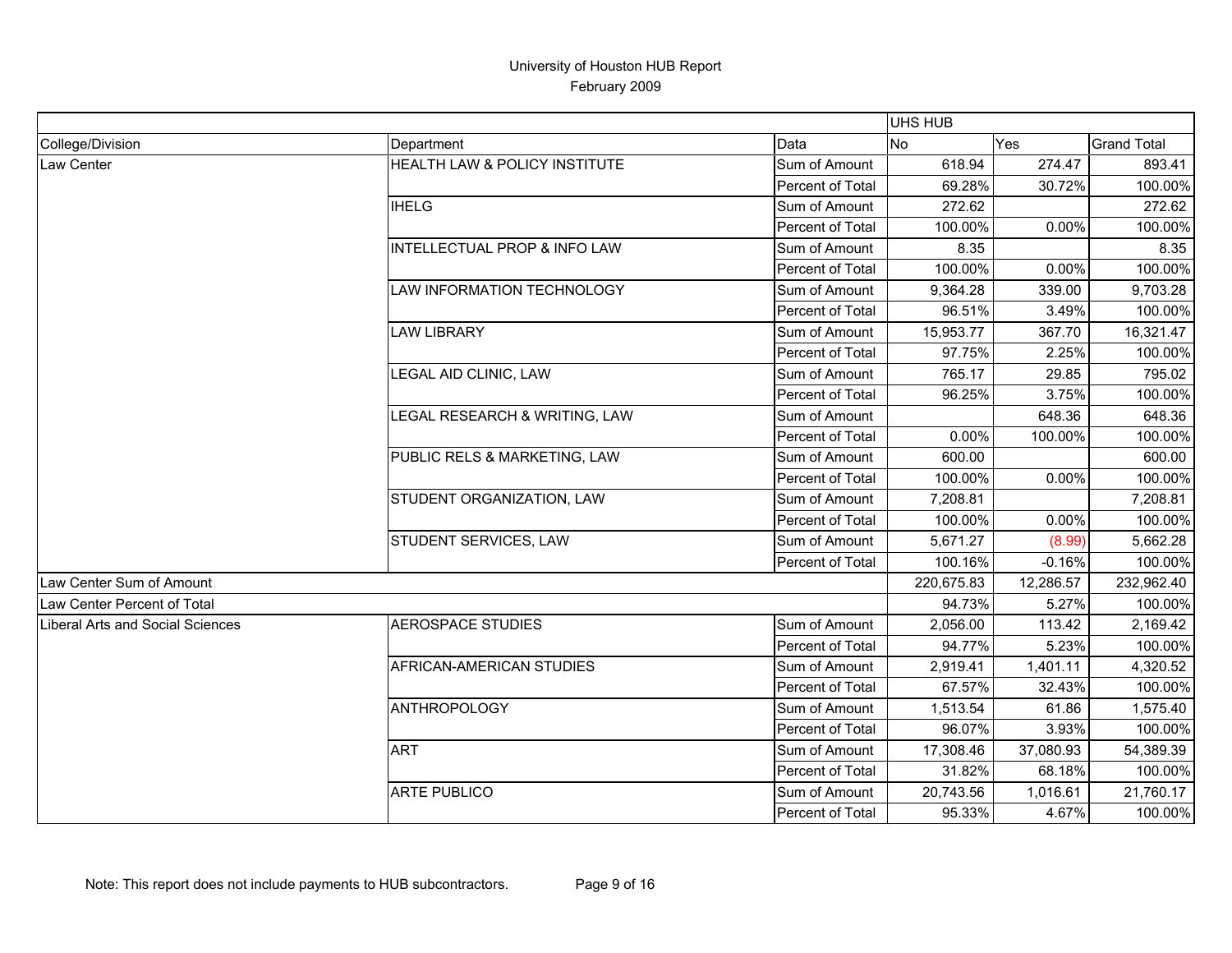# University of Houston HUB Report

February 2009

| | | | UHS HUB | | |
|---|---|---|---|---|---|
| College/Division | Department | Data | No | Yes | Grand Total |
| Law Center | HEALTH LAW & POLICY INSTITUTE | Sum of Amount | 618.94 | 274.47 | 893.41 |
| | | Percent of Total | 69.28% | 30.72% | 100.00% |
| | IHELG | Sum of Amount | 272.62 | | 272.62 |
| | | Percent of Total | 100.00% | 0.00% | 100.00% |
| | INTELLECTUAL PROP & INFO LAW | Sum of Amount | 8.35 | | 8.35 |
| | | Percent of Total | 100.00% | 0.00% | 100.00% |
| | LAW INFORMATION TECHNOLOGY | Sum of Amount | 9,364.28 | 339.00 | 9,703.28 |
| | | Percent of Total | 96.51% | 3.49% | 100.00% |
| | LAW LIBRARY | Sum of Amount | 15,953.77 | 367.70 | 16,321.47 |
| | | Percent of Total | 97.75% | 2.25% | 100.00% |
| | LEGAL AID CLINIC, LAW | Sum of Amount | 765.17 | 29.85 | 795.02 |
| | | Percent of Total | 96.25% | 3.75% | 100.00% |
| | LEGAL RESEARCH & WRITING, LAW | Sum of Amount | | 648.36 | 648.36 |
| | | Percent of Total | 0.00% | 100.00% | 100.00% |
| | PUBLIC RELS & MARKETING, LAW | Sum of Amount | 600.00 | | 600.00 |
| | | Percent of Total | 100.00% | 0.00% | 100.00% |
| | STUDENT ORGANIZATION, LAW | Sum of Amount | 7,208.81 | | 7,208.81 |
| | | Percent of Total | 100.00% | 0.00% | 100.00% |
| | STUDENT SERVICES, LAW | Sum of Amount | 5,671.27 | (8.99) | 5,662.28 |
| | | Percent of Total | 100.16% | -0.16% | 100.00% |
| Law Center Sum of Amount | | | 220,675.83 | 12,286.57 | 232,962.40 |
| Law Center Percent of Total | | | 94.73% | 5.27% | 100.00% |
| Liberal Arts and Social Sciences | AEROSPACE STUDIES | Sum of Amount | 2,056.00 | 113.42 | 2,169.42 |
| | | Percent of Total | 94.77% | 5.23% | 100.00% |
| | AFRICAN-AMERICAN STUDIES | Sum of Amount | 2,919.41 | 1,401.11 | 4,320.52 |
| | | Percent of Total | 67.57% | 32.43% | 100.00% |
| | ANTHROPOLOGY | Sum of Amount | 1,513.54 | 61.86 | 1,575.40 |
| | | Percent of Total | 96.07% | 3.93% | 100.00% |
| | ART | Sum of Amount | 17,308.46 | 37,080.93 | 54,389.39 |
| | | Percent of Total | 31.82% | 68.18% | 100.00% |
| | ARTE PUBLICO | Sum of Amount | 20,743.56 | 1,016.61 | 21,760.17 |
| | | Percent of Total | 95.33% | 4.67% | 100.00% |

Note: This report does not include payments to HUB subcontractors.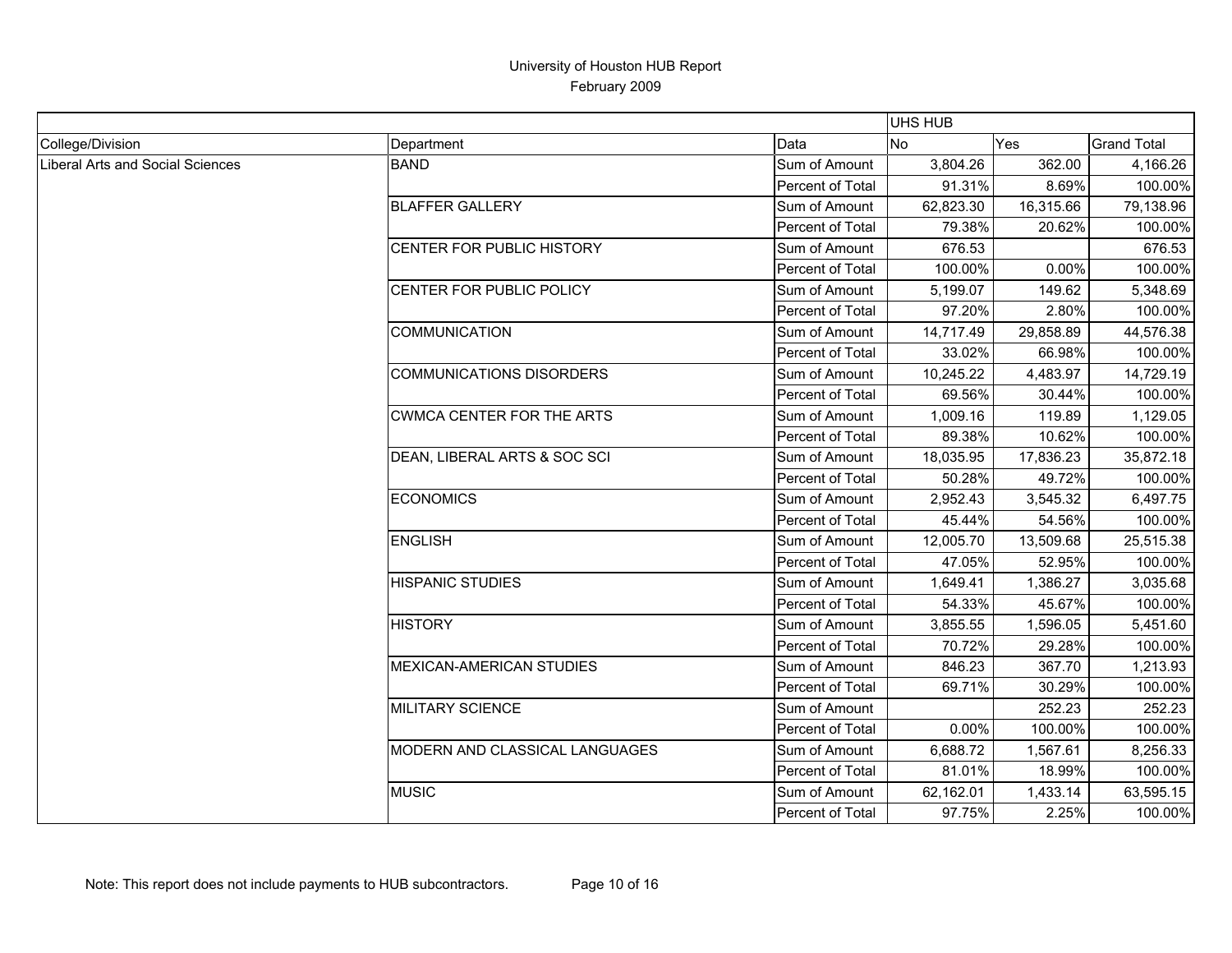University of Houston HUB Report
February 2009

| | | | UHS HUB | | |
|---|---|---|---|---|---|
| College/Division | Department | Data | No | Yes | Grand Total |
| Liberal Arts and Social Sciences | BAND | Sum of Amount | 3,804.26 | 362.00 | 4,166.26 |
| | | Percent of Total | 91.31% | 8.69% | 100.00% |
| | BLAFFER GALLERY | Sum of Amount | 62,823.30 | 16,315.66 | 79,138.96 |
| | | Percent of Total | 79.38% | 20.62% | 100.00% |
| | CENTER FOR PUBLIC HISTORY | Sum of Amount | 676.53 | | 676.53 |
| | | Percent of Total | 100.00% | 0.00% | 100.00% |
| | CENTER FOR PUBLIC POLICY | Sum of Amount | 5,199.07 | 149.62 | 5,348.69 |
| | | Percent of Total | 97.20% | 2.80% | 100.00% |
| | COMMUNICATION | Sum of Amount | 14,717.49 | 29,858.89 | 44,576.38 |
| | | Percent of Total | 33.02% | 66.98% | 100.00% |
| | COMMUNICATIONS DISORDERS | Sum of Amount | 10,245.22 | 4,483.97 | 14,729.19 |
| | | Percent of Total | 69.56% | 30.44% | 100.00% |
| | CWMCA CENTER FOR THE ARTS | Sum of Amount | 1,009.16 | 119.89 | 1,129.05 |
| | | Percent of Total | 89.38% | 10.62% | 100.00% |
| | DEAN, LIBERAL ARTS & SOC SCI | Sum of Amount | 18,035.95 | 17,836.23 | 35,872.18 |
| | | Percent of Total | 50.28% | 49.72% | 100.00% |
| | ECONOMICS | Sum of Amount | 2,952.43 | 3,545.32 | 6,497.75 |
| | | Percent of Total | 45.44% | 54.56% | 100.00% |
| | ENGLISH | Sum of Amount | 12,005.70 | 13,509.68 | 25,515.38 |
| | | Percent of Total | 47.05% | 52.95% | 100.00% |
| | HISPANIC STUDIES | Sum of Amount | 1,649.41 | 1,386.27 | 3,035.68 |
| | | Percent of Total | 54.33% | 45.67% | 100.00% |
| | HISTORY | Sum of Amount | 3,855.55 | 1,596.05 | 5,451.60 |
| | | Percent of Total | 70.72% | 29.28% | 100.00% |
| | MEXICAN-AMERICAN STUDIES | Sum of Amount | 846.23 | 367.70 | 1,213.93 |
| | | Percent of Total | 69.71% | 30.29% | 100.00% |
| | MILITARY SCIENCE | Sum of Amount | | 252.23 | 252.23 |
| | | Percent of Total | 0.00% | 100.00% | 100.00% |
| | MODERN AND CLASSICAL LANGUAGES | Sum of Amount | 6,688.72 | 1,567.61 | 8,256.33 |
| | | Percent of Total | 81.01% | 18.99% | 100.00% |
| | MUSIC | Sum of Amount | 62,162.01 | 1,433.14 | 63,595.15 |
| | | Percent of Total | 97.75% | 2.25% | 100.00% |

Note: This report does not include payments to HUB subcontractors.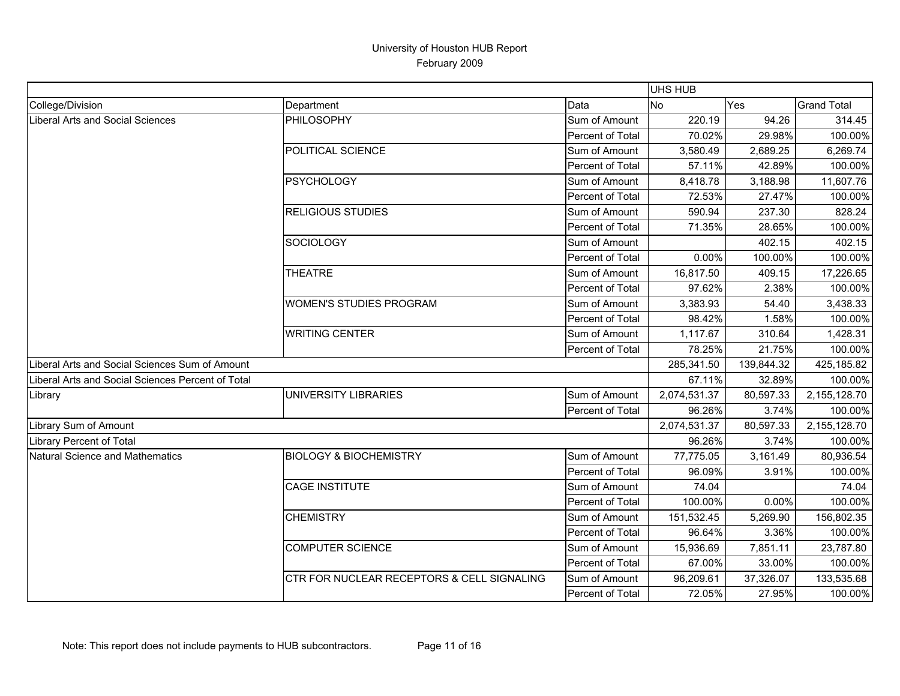University of Houston HUB Report
February 2009

| College/Division | Department | Data | UHS HUB | | |
|---|---|---|---|---|---|
| | | | No | Yes | Grand Total |
| Liberal Arts and Social Sciences | PHILOSOPHY | Sum of Amount | 220.19 | 94.26 | 314.45 |
| | | Percent of Total | 70.02% | 29.98% | 100.00% |
| | POLITICAL SCIENCE | Sum of Amount | 3,580.49 | 2,689.25 | 6,269.74 |
| | | Percent of Total | 57.11% | 42.89% | 100.00% |
| | PSYCHOLOGY | Sum of Amount | 8,418.78 | 3,188.98 | 11,607.76 |
| | | Percent of Total | 72.53% | 27.47% | 100.00% |
| | RELIGIOUS STUDIES | Sum of Amount | 590.94 | 237.30 | 828.24 |
| | | Percent of Total | 71.35% | 28.65% | 100.00% |
| | SOCIOLOGY | Sum of Amount | | 402.15 | 402.15 |
| | | Percent of Total | 0.00% | 100.00% | 100.00% |
| | THEATRE | Sum of Amount | 16,817.50 | 409.15 | 17,226.65 |
| | | Percent of Total | 97.62% | 2.38% | 100.00% |
| | WOMEN'S STUDIES PROGRAM | Sum of Amount | 3,383.93 | 54.40 | 3,438.33 |
| | | Percent of Total | 98.42% | 1.58% | 100.00% |
| | WRITING CENTER | Sum of Amount | 1,117.67 | 310.64 | 1,428.31 |
| | | Percent of Total | 78.25% | 21.75% | 100.00% |
| Liberal Arts and Social Sciences Sum of Amount | | | 285,341.50 | 139,844.32 | 425,185.82 |
| Liberal Arts and Social Sciences Percent of Total | | | 67.11% | 32.89% | 100.00% |
| Library | UNIVERSITY LIBRARIES | Sum of Amount | 2,074,531.37 | 80,597.33 | 2,155,128.70 |
| | | Percent of Total | 96.26% | 3.74% | 100.00% |
| Library Sum of Amount | | | 2,074,531.37 | 80,597.33 | 2,155,128.70 |
| Library Percent of Total | | | 96.26% | 3.74% | 100.00% |
| Natural Science and Mathematics | BIOLOGY & BIOCHEMISTRY | Sum of Amount | 77,775.05 | 3,161.49 | 80,936.54 |
| | | Percent of Total | 96.09% | 3.91% | 100.00% |
| | CAGE INSTITUTE | Sum of Amount | 74.04 | | 74.04 |
| | | Percent of Total | 100.00% | 0.00% | 100.00% |
| | CHEMISTRY | Sum of Amount | 151,532.45 | 5,269.90 | 156,802.35 |
| | | Percent of Total | 96.64% | 3.36% | 100.00% |
| | COMPUTER SCIENCE | Sum of Amount | 15,936.69 | 7,851.11 | 23,787.80 |
| | | Percent of Total | 67.00% | 33.00% | 100.00% |
| | CTR FOR NUCLEAR RECEPTORS & CELL SIGNALING | Sum of Amount | 96,209.61 | 37,326.07 | 133,535.68 |
| | | Percent of Total | 72.05% | 27.95% | 100.00% |

Note: This report does not include payments to HUB subcontractors.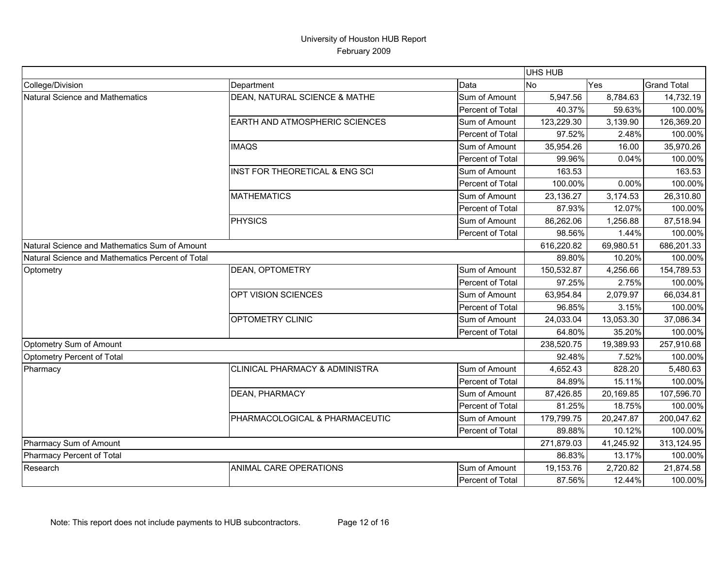# University of Houston HUB Report
## February 2009

| | | | UHS HUB | | |
|---|---|---|---|---|---|
| College/Division | Department | Data | No | Yes | Grand Total |
| Natural Science and Mathematics | DEAN, NATURAL SCIENCE & MATHE | Sum of Amount | 5,947.56 | 8,784.63 | 14,732.19 |
| | | Percent of Total | 40.37% | 59.63% | 100.00% |
| | EARTH AND ATMOSPHERIC SCIENCES | Sum of Amount | 123,229.30 | 3,139.90 | 126,369.20 |
| | | Percent of Total | 97.52% | 2.48% | 100.00% |
| | IMAQS | Sum of Amount | 35,954.26 | 16.00 | 35,970.26 |
| | | Percent of Total | 99.96% | 0.04% | 100.00% |
| | INST FOR THEORETICAL & ENG SCI | Sum of Amount | 163.53 | | 163.53 |
| | | Percent of Total | 100.00% | 0.00% | 100.00% |
| | MATHEMATICS | Sum of Amount | 23,136.27 | 3,174.53 | 26,310.80 |
| | | Percent of Total | 87.93% | 12.07% | 100.00% |
| | PHYSICS | Sum of Amount | 86,262.06 | 1,256.88 | 87,518.94 |
| | | Percent of Total | 98.56% | 1.44% | 100.00% |
| Natural Science and Mathematics Sum of Amount | | | 616,220.82 | 69,980.51 | 686,201.33 |
| Natural Science and Mathematics Percent of Total | | | 89.80% | 10.20% | 100.00% |
| Optometry | DEAN, OPTOMETRY | Sum of Amount | 150,532.87 | 4,256.66 | 154,789.53 |
| | | Percent of Total | 97.25% | 2.75% | 100.00% |
| | OPT VISION SCIENCES | Sum of Amount | 63,954.84 | 2,079.97 | 66,034.81 |
| | | Percent of Total | 96.85% | 3.15% | 100.00% |
| | OPTOMETRY CLINIC | Sum of Amount | 24,033.04 | 13,053.30 | 37,086.34 |
| | | Percent of Total | 64.80% | 35.20% | 100.00% |
| Optometry Sum of Amount | | | 238,520.75 | 19,389.93 | 257,910.68 |
| Optometry Percent of Total | | | 92.48% | 7.52% | 100.00% |
| Pharmacy | CLINICAL PHARMACY & ADMINISTRA | Sum of Amount | 4,652.43 | 828.20 | 5,480.63 |
| | | Percent of Total | 84.89% | 15.11% | 100.00% |
| | DEAN, PHARMACY | Sum of Amount | 87,426.85 | 20,169.85 | 107,596.70 |
| | | Percent of Total | 81.25% | 18.75% | 100.00% |
| | PHARMACOLOGICAL & PHARMACEUTIC | Sum of Amount | 179,799.75 | 20,247.87 | 200,047.62 |
| | | Percent of Total | 89.88% | 10.12% | 100.00% |
| Pharmacy Sum of Amount | | | 271,879.03 | 41,245.92 | 313,124.95 |
| Pharmacy Percent of Total | | | 86.83% | 13.17% | 100.00% |
| Research | ANIMAL CARE OPERATIONS | Sum of Amount | 19,153.76 | 2,720.82 | 21,874.58 |
| | | Percent of Total | 87.56% | 12.44% | 100.00% |

Note: This report does not include payments to HUB subcontractors.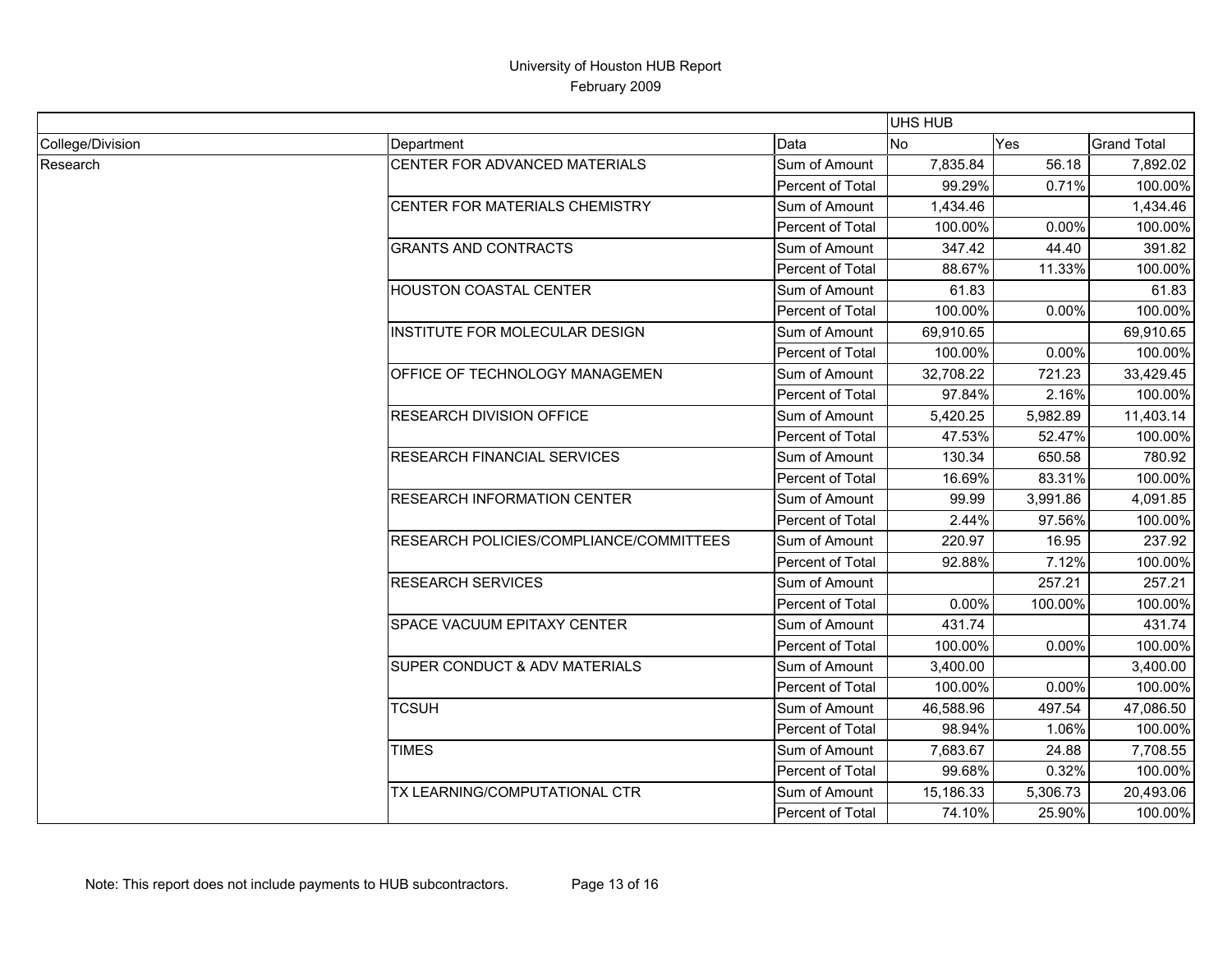# University of Houston HUB Report

February 2009

| | | | UHS HUB | | |
|---|---|---|---|---|---|
| College/Division | Department | Data | No | Yes | Grand Total |
| Research | CENTER FOR ADVANCED MATERIALS | Sum of Amount | 7,835.84 | 56.18 | 7,892.02 |
| | | Percent of Total | 99.29% | 0.71% | 100.00% |
| | CENTER FOR MATERIALS CHEMISTRY | Sum of Amount | 1,434.46 | | 1,434.46 |
| | | Percent of Total | 100.00% | 0.00% | 100.00% |
| | GRANTS AND CONTRACTS | Sum of Amount | 347.42 | 44.40 | 391.82 |
| | | Percent of Total | 88.67% | 11.33% | 100.00% |
| | HOUSTON COASTAL CENTER | Sum of Amount | 61.83 | | 61.83 |
| | | Percent of Total | 100.00% | 0.00% | 100.00% |
| | INSTITUTE FOR MOLECULAR DESIGN | Sum of Amount | 69,910.65 | | 69,910.65 |
| | | Percent of Total | 100.00% | 0.00% | 100.00% |
| | OFFICE OF TECHNOLOGY MANAGEMEN | Sum of Amount | 32,708.22 | 721.23 | 33,429.45 |
| | | Percent of Total | 97.84% | 2.16% | 100.00% |
| | RESEARCH DIVISION OFFICE | Sum of Amount | 5,420.25 | 5,982.89 | 11,403.14 |
| | | Percent of Total | 47.53% | 52.47% | 100.00% |
| | RESEARCH FINANCIAL SERVICES | Sum of Amount | 130.34 | 650.58 | 780.92 |
| | | Percent of Total | 16.69% | 83.31% | 100.00% |
| | RESEARCH INFORMATION CENTER | Sum of Amount | 99.99 | 3,991.86 | 4,091.85 |
| | | Percent of Total | 2.44% | 97.56% | 100.00% |
| | RESEARCH POLICIES/COMPLIANCE/COMMITTEES | Sum of Amount | 220.97 | 16.95 | 237.92 |
| | | Percent of Total | 92.88% | 7.12% | 100.00% |
| | RESEARCH SERVICES | Sum of Amount | | 257.21 | 257.21 |
| | | Percent of Total | 0.00% | 100.00% | 100.00% |
| | SPACE VACUUM EPITAXY CENTER | Sum of Amount | 431.74 | | 431.74 |
| | | Percent of Total | 100.00% | 0.00% | 100.00% |
| | SUPER CONDUCT & ADV MATERIALS | Sum of Amount | 3,400.00 | | 3,400.00 |
| | | Percent of Total | 100.00% | 0.00% | 100.00% |
| | TCSUH | Sum of Amount | 46,588.96 | 497.54 | 47,086.50 |
| | | Percent of Total | 98.94% | 1.06% | 100.00% |
| | TIMES | Sum of Amount | 7,683.67 | 24.88 | 7,708.55 |
| | | Percent of Total | 99.68% | 0.32% | 100.00% |
| | TX LEARNING/COMPUTATIONAL CTR | Sum of Amount | 15,186.33 | 5,306.73 | 20,493.06 |
| | | Percent of Total | 74.10% | 25.90% | 100.00% |

Note: This report does not include payments to HUB subcontractors.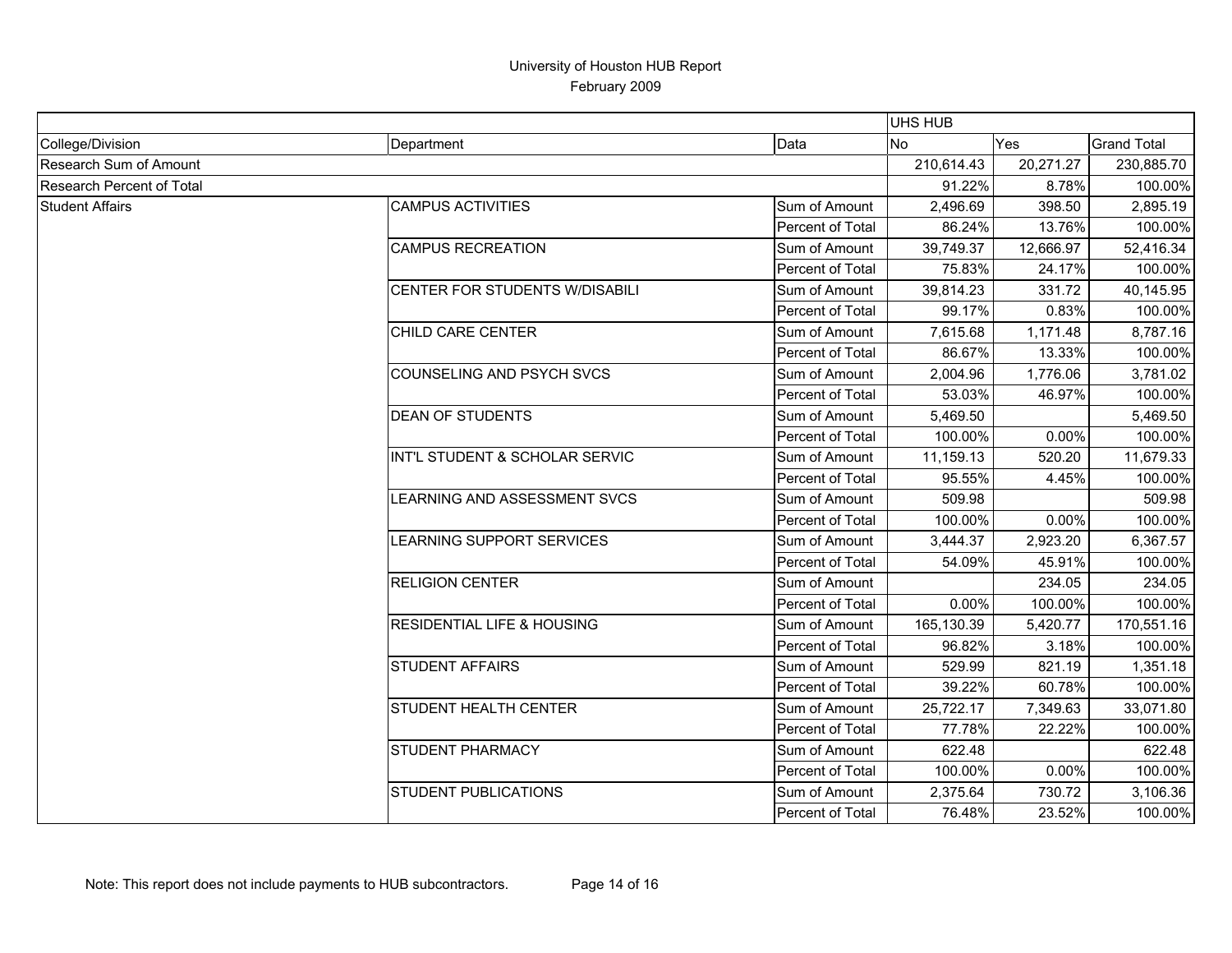# University of Houston HUB Report
February 2009

| | | | UHS HUB | | |
|---|---|---|---|---|---|
| College/Division | Department | Data | No | Yes | Grand Total |
| Research Sum of Amount | | | 210,614.43 | 20,271.27 | 230,885.70 |
| Research Percent of Total | | | 91.22% | 8.78% | 100.00% |
| Student Affairs | CAMPUS ACTIVITIES | Sum of Amount | 2,496.69 | 398.50 | 2,895.19 |
| | | Percent of Total | 86.24% | 13.76% | 100.00% |
| | CAMPUS RECREATION | Sum of Amount | 39,749.37 | 12,666.97 | 52,416.34 |
| | | Percent of Total | 75.83% | 24.17% | 100.00% |
| | CENTER FOR STUDENTS W/DISABILI | Sum of Amount | 39,814.23 | 331.72 | 40,145.95 |
| | | Percent of Total | 99.17% | 0.83% | 100.00% |
| | CHILD CARE CENTER | Sum of Amount | 7,615.68 | 1,171.48 | 8,787.16 |
| | | Percent of Total | 86.67% | 13.33% | 100.00% |
| | COUNSELING AND PSYCH SVCS | Sum of Amount | 2,004.96 | 1,776.06 | 3,781.02 |
| | | Percent of Total | 53.03% | 46.97% | 100.00% |
| | DEAN OF STUDENTS | Sum of Amount | 5,469.50 | | 5,469.50 |
| | | Percent of Total | 100.00% | 0.00% | 100.00% |
| | INT'L STUDENT & SCHOLAR SERVIC | Sum of Amount | 11,159.13 | 520.20 | 11,679.33 |
| | | Percent of Total | 95.55% | 4.45% | 100.00% |
| | LEARNING AND ASSESSMENT SVCS | Sum of Amount | 509.98 | | 509.98 |
| | | Percent of Total | 100.00% | 0.00% | 100.00% |
| | LEARNING SUPPORT SERVICES | Sum of Amount | 3,444.37 | 2,923.20 | 6,367.57 |
| | | Percent of Total | 54.09% | 45.91% | 100.00% |
| | RELIGION CENTER | Sum of Amount | | 234.05 | 234.05 |
| | | Percent of Total | 0.00% | 100.00% | 100.00% |
| | RESIDENTIAL LIFE & HOUSING | Sum of Amount | 165,130.39 | 5,420.77 | 170,551.16 |
| | | Percent of Total | 96.82% | 3.18% | 100.00% |
| | STUDENT AFFAIRS | Sum of Amount | 529.99 | 821.19 | 1,351.18 |
| | | Percent of Total | 39.22% | 60.78% | 100.00% |
| | STUDENT HEALTH CENTER | Sum of Amount | 25,722.17 | 7,349.63 | 33,071.80 |
| | | Percent of Total | 77.78% | 22.22% | 100.00% |
| | STUDENT PHARMACY | Sum of Amount | 622.48 | | 622.48 |
| | | Percent of Total | 100.00% | 0.00% | 100.00% |
| | STUDENT PUBLICATIONS | Sum of Amount | 2,375.64 | 730.72 | 3,106.36 |
| | | Percent of Total | 76.48% | 23.52% | 100.00% |

Note: This report does not include payments to HUB subcontractors.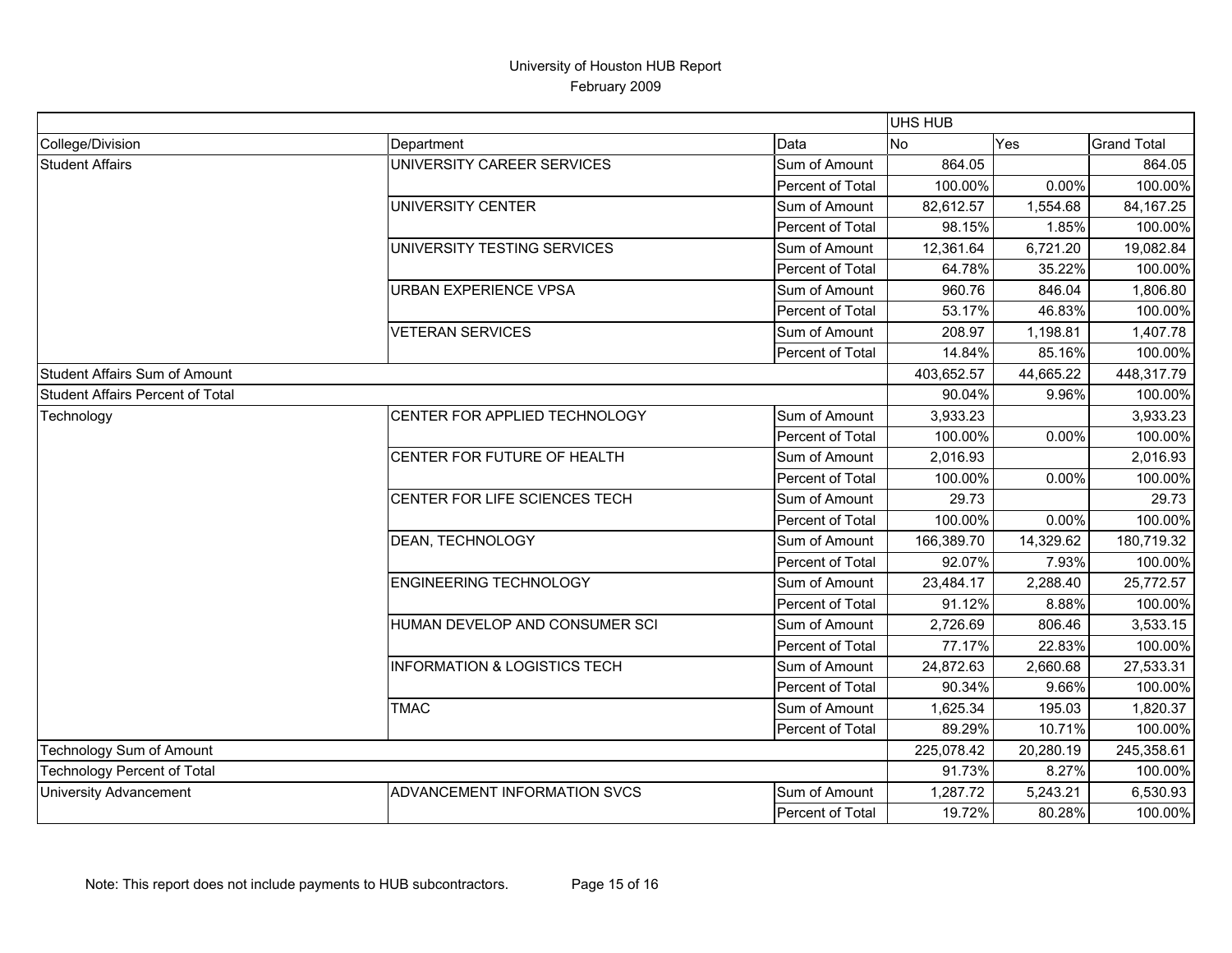# University of Houston HUB Report

February 2009

| | | | UHS HUB | | |
|---|---|---|---|---|---|
| College/Division | Department | Data | No | Yes | Grand Total |
| Student Affairs | UNIVERSITY CAREER SERVICES | Sum of Amount | 864.05 | | 864.05 |
| | | Percent of Total | 100.00% | 0.00% | 100.00% |
| | UNIVERSITY CENTER | Sum of Amount | 82,612.57 | 1,554.68 | 84,167.25 |
| | | Percent of Total | 98.15% | 1.85% | 100.00% |
| | UNIVERSITY TESTING SERVICES | Sum of Amount | 12,361.64 | 6,721.20 | 19,082.84 |
| | | Percent of Total | 64.78% | 35.22% | 100.00% |
| | URBAN EXPERIENCE VPSA | Sum of Amount | 960.76 | 846.04 | 1,806.80 |
| | | Percent of Total | 53.17% | 46.83% | 100.00% |
| | VETERAN SERVICES | Sum of Amount | 208.97 | 1,198.81 | 1,407.78 |
| | | Percent of Total | 14.84% | 85.16% | 100.00% |
| Student Affairs Sum of Amount | | | 403,652.57 | 44,665.22 | 448,317.79 |
| Student Affairs Percent of Total | | | 90.04% | 9.96% | 100.00% |
| Technology | CENTER FOR APPLIED TECHNOLOGY | Sum of Amount | 3,933.23 | | 3,933.23 |
| | | Percent of Total | 100.00% | 0.00% | 100.00% |
| | CENTER FOR FUTURE OF HEALTH | Sum of Amount | 2,016.93 | | 2,016.93 |
| | | Percent of Total | 100.00% | 0.00% | 100.00% |
| | CENTER FOR LIFE SCIENCES TECH | Sum of Amount | 29.73 | | 29.73 |
| | | Percent of Total | 100.00% | 0.00% | 100.00% |
| | DEAN, TECHNOLOGY | Sum of Amount | 166,389.70 | 14,329.62 | 180,719.32 |
| | | Percent of Total | 92.07% | 7.93% | 100.00% |
| | ENGINEERING TECHNOLOGY | Sum of Amount | 23,484.17 | 2,288.40 | 25,772.57 |
| | | Percent of Total | 91.12% | 8.88% | 100.00% |
| | HUMAN DEVELOP AND CONSUMER SCI | Sum of Amount | 2,726.69 | 806.46 | 3,533.15 |
| | | Percent of Total | 77.17% | 22.83% | 100.00% |
| | INFORMATION & LOGISTICS TECH | Sum of Amount | 24,872.63 | 2,660.68 | 27,533.31 |
| | | Percent of Total | 90.34% | 9.66% | 100.00% |
| | TMAC | Sum of Amount | 1,625.34 | 195.03 | 1,820.37 |
| | | Percent of Total | 89.29% | 10.71% | 100.00% |
| Technology Sum of Amount | | | 225,078.42 | 20,280.19 | 245,358.61 |
| Technology Percent of Total | | | 91.73% | 8.27% | 100.00% |
| University Advancement | ADVANCEMENT INFORMATION SVCS | Sum of Amount | 1,287.72 | 5,243.21 | 6,530.93 |
| | | Percent of Total | 19.72% | 80.28% | 100.00% |

Note: This report does not include payments to HUB subcontractors.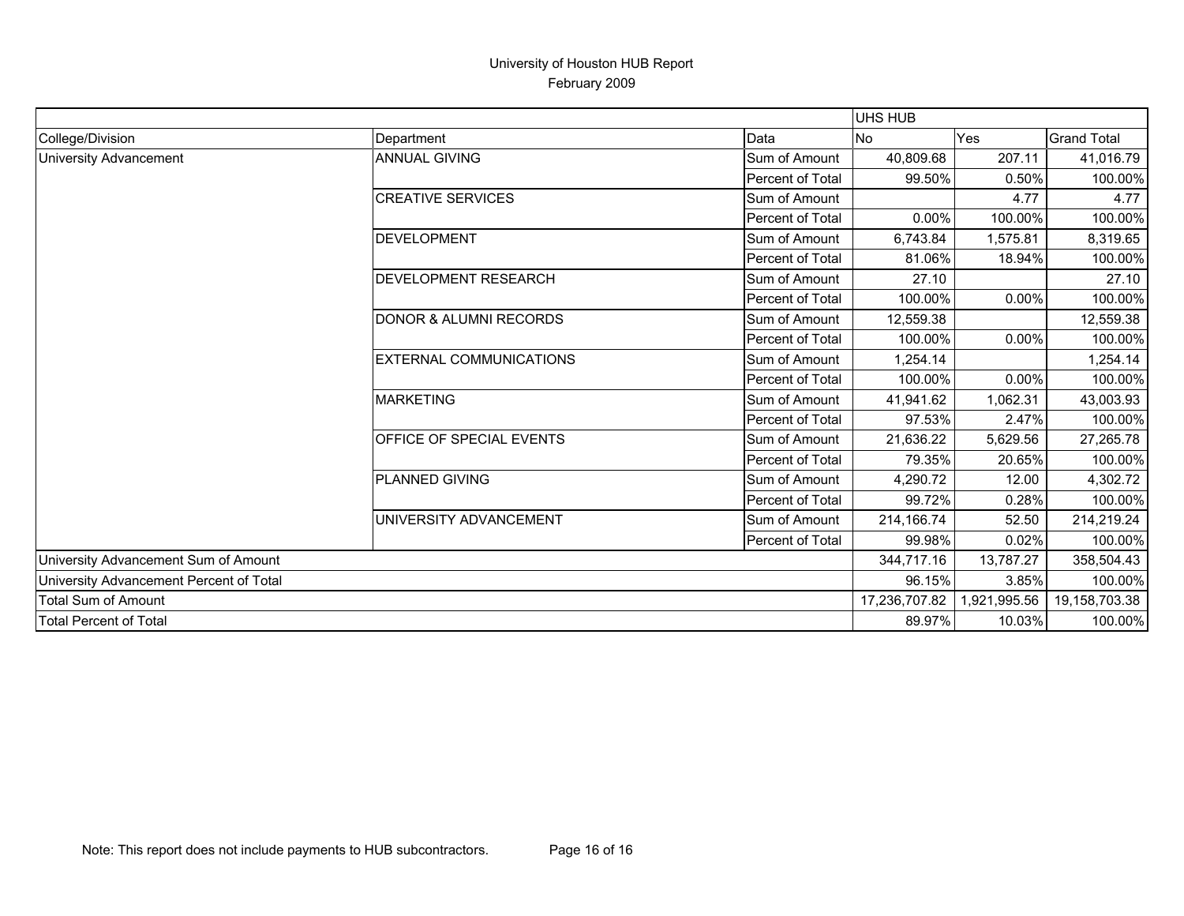# University of Houston HUB Report

February 2009

| | | | UHS HUB | | |
|---|---|---|---|---|---|
| College/Division | Department | Data | No | Yes | Grand Total |
| University Advancement | ANNUAL GIVING | Sum of Amount | 40,809.68 | 207.11 | 41,016.79 |
| | | Percent of Total | 99.50% | 0.50% | 100.00% |
| | CREATIVE SERVICES | Sum of Amount | | 4.77 | 4.77 |
| | | Percent of Total | 0.00% | 100.00% | 100.00% |
| | DEVELOPMENT | Sum of Amount | 6,743.84 | 1,575.81 | 8,319.65 |
| | | Percent of Total | 81.06% | 18.94% | 100.00% |
| | DEVELOPMENT RESEARCH | Sum of Amount | 27.10 | | 27.10 |
| | | Percent of Total | 100.00% | 0.00% | 100.00% |
| | DONOR & ALUMNI RECORDS | Sum of Amount | 12,559.38 | | 12,559.38 |
| | | Percent of Total | 100.00% | 0.00% | 100.00% |
| | EXTERNAL COMMUNICATIONS | Sum of Amount | 1,254.14 | | 1,254.14 |
| | | Percent of Total | 100.00% | 0.00% | 100.00% |
| | MARKETING | Sum of Amount | 41,941.62 | 1,062.31 | 43,003.93 |
| | | Percent of Total | 97.53% | 2.47% | 100.00% |
| | OFFICE OF SPECIAL EVENTS | Sum of Amount | 21,636.22 | 5,629.56 | 27,265.78 |
| | | Percent of Total | 79.35% | 20.65% | 100.00% |
| | PLANNED GIVING | Sum of Amount | 4,290.72 | 12.00 | 4,302.72 |
| | | Percent of Total | 99.72% | 0.28% | 100.00% |
| | UNIVERSITY ADVANCEMENT | Sum of Amount | 214,166.74 | 52.50 | 214,219.24 |
| | | Percent of Total | 99.98% | 0.02% | 100.00% |
| University Advancement Sum of Amount | | | 344,717.16 | 13,787.27 | 358,504.43 |
| University Advancement Percent of Total | | | 96.15% | 3.85% | 100.00% |
| Total Sum of Amount | | | 17,236,707.82 | 1,921,995.56 | 19,158,703.38 |
| Total Percent of Total | | | 89.97% | 10.03% | 100.00% |

Note: This report does not include payments to HUB subcontractors.